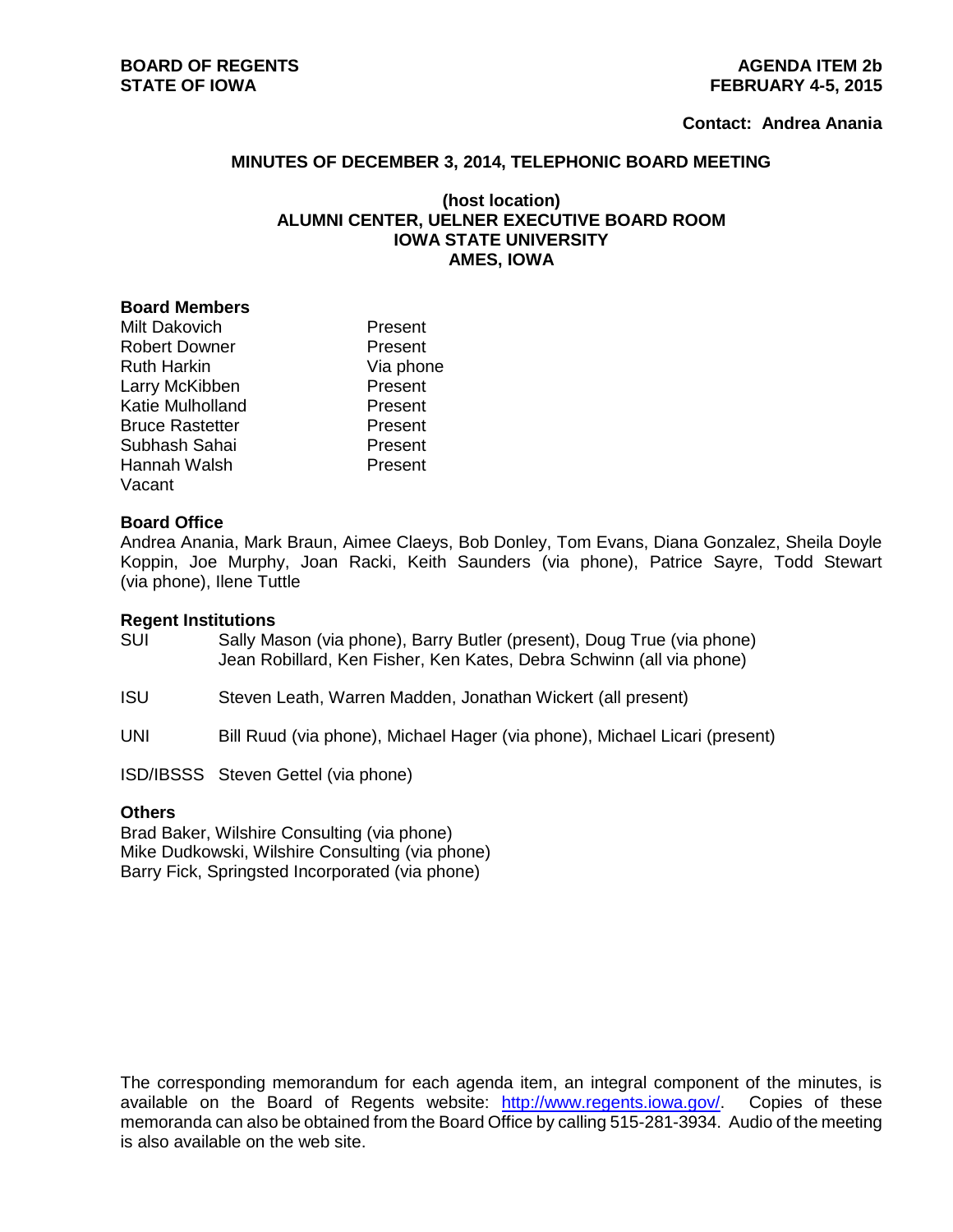**BOARD OF REGENTS**
**STATE OF IOWA**

**AGENDA ITEM 2b**
**FEBRUARY 4-5, 2015**

**Contact: Andrea Anania**

## MINUTES OF DECEMBER 3, 2014, TELEPHONIC BOARD MEETING

**(host location)**
**ALUMNI CENTER, UELNER EXECUTIVE BOARD ROOM**
**IOWA STATE UNIVERSITY**
**AMES, IOWA**

### Board Members

| | |
|---|---|
| Milt Dakovich | Present |
| Robert Downer | Present |
| Ruth Harkin | Via phone |
| Larry McKibben | Present |
| Katie Mulholland | Present |
| Bruce Rastetter | Present |
| Subhash Sahai | Present |
| Hannah Walsh | Present |
| Vacant | |

### Board Office

Andrea Anania, Mark Braun, Aimee Claeys, Bob Donley, Tom Evans, Diana Gonzalez, Sheila Doyle Koppin, Joe Murphy, Joan Racki, Keith Saunders (via phone), Patrice Sayre, Todd Stewart (via phone), Ilene Tuttle

### Regent Institutions

| | |
|---|---|
| SUI | Sally Mason (via phone), Barry Butler (present), Doug True (via phone) Jean Robillard, Ken Fisher, Ken Kates, Debra Schwinn (all via phone) |
| ISU | Steven Leath, Warren Madden, Jonathan Wickert (all present) |
| UNI | Bill Ruud (via phone), Michael Hager (via phone), Michael Licari (present) |
| ISD/IBSSS | Steven Gettel (via phone) |

### Others

Brad Baker, Wilshire Consulting (via phone)
Mike Dudkowski, Wilshire Consulting (via phone)
Barry Fick, Springsted Incorporated (via phone)

The corresponding memorandum for each agenda item, an integral component of the minutes, is available on the Board of Regents website: http://www.regents.iowa.gov/. Copies of these memoranda can also be obtained from the Board Office by calling 515-281-3934. Audio of the meeting is also available on the web site.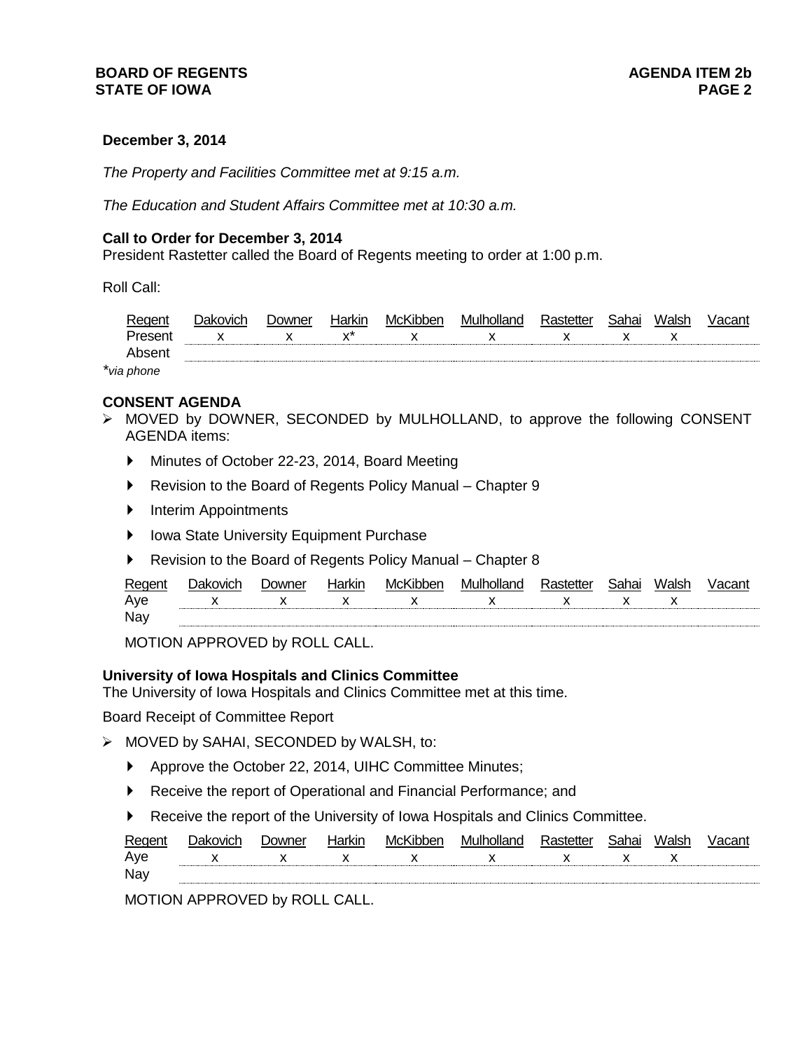**December 3, 2014**

*The Property and Facilities Committee met at 9:15 a.m.*

*The Education and Student Affairs Committee met at 10:30 a.m.*

**Call to Order for December 3, 2014**

President Rastetter called the Board of Regents meeting to order at 1:00 p.m.

Roll Call:

| Regent | Dakovich | Downer | Harkin | McKibben | Mulholland | Rastetter | Sahai | Walsh | Vacant |
|---|---|---|---|---|---|---|---|---|---|
| Present | x | x | x* | x | x | x | x | x | |
| Absent | | | | | | | | | |

*via phone*

**CONSENT AGENDA**

- MOVED by DOWNER, SECONDED by MULHOLLAND, to approve the following CONSENT AGENDA items:
  - Minutes of October 22-23, 2014, Board Meeting
  - Revision to the Board of Regents Policy Manual – Chapter 9
  - Interim Appointments
  - Iowa State University Equipment Purchase
  - Revision to the Board of Regents Policy Manual – Chapter 8

| Regent | Dakovich | Downer | Harkin | McKibben | Mulholland | Rastetter | Sahai | Walsh | Vacant |
|---|---|---|---|---|---|---|---|---|---|
| Aye | x | x | x | x | x | x | x | x | |
| Nay | | | | | | | | | |

MOTION APPROVED by ROLL CALL.

**University of Iowa Hospitals and Clinics Committee**

The University of Iowa Hospitals and Clinics Committee met at this time.

Board Receipt of Committee Report

- MOVED by SAHAI, SECONDED by WALSH, to:
  - Approve the October 22, 2014, UIHC Committee Minutes;
  - Receive the report of Operational and Financial Performance; and
  - Receive the report of the University of Iowa Hospitals and Clinics Committee.

| Regent | Dakovich | Downer | Harkin | McKibben | Mulholland | Rastetter | Sahai | Walsh | Vacant |
|---|---|---|---|---|---|---|---|---|---|
| Aye | x | x | x | x | x | x | x | x | |
| Nay | | | | | | | | | |

MOTION APPROVED by ROLL CALL.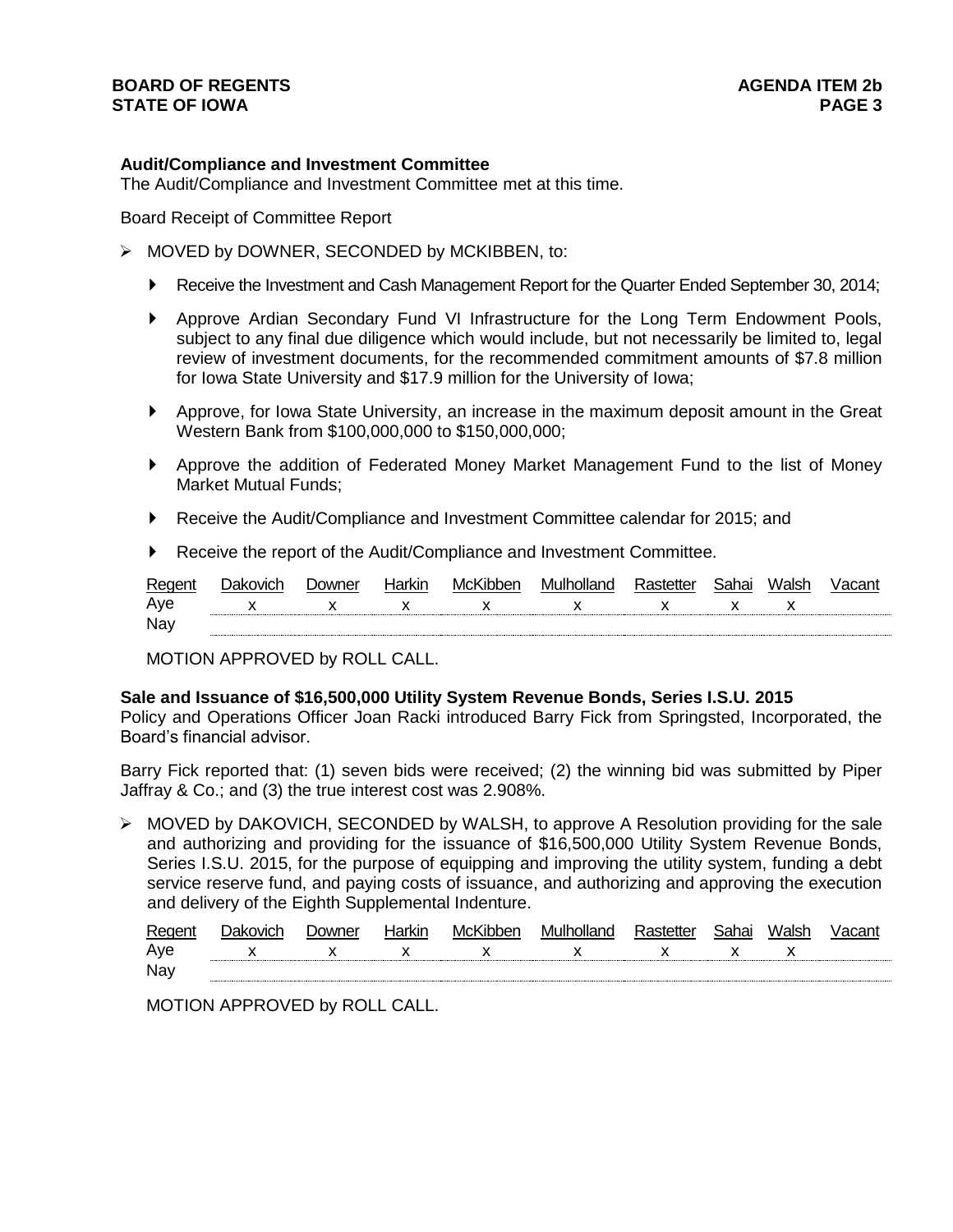**Audit/Compliance and Investment Committee**
The Audit/Compliance and Investment Committee met at this time.

Board Receipt of Committee Report

- MOVED by DOWNER, SECONDED by MCKIBBEN, to:
  - Receive the Investment and Cash Management Report for the Quarter Ended September 30, 2014;
  - Approve Ardian Secondary Fund VI Infrastructure for the Long Term Endowment Pools, subject to any final due diligence which would include, but not necessarily be limited to, legal review of investment documents, for the recommended commitment amounts of $7.8 million for Iowa State University and $17.9 million for the University of Iowa;
  - Approve, for Iowa State University, an increase in the maximum deposit amount in the Great Western Bank from $100,000,000 to $150,000,000;
  - Approve the addition of Federated Money Market Management Fund to the list of Money Market Mutual Funds;
  - Receive the Audit/Compliance and Investment Committee calendar for 2015; and
  - Receive the report of the Audit/Compliance and Investment Committee.

| Regent | Dakovich | Downer | Harkin | McKibben | Mulholland | Rastetter | Sahai | Walsh | Vacant |
|---|---|---|---|---|---|---|---|---|---|
| Aye | x | x | x | x | x | x | x | x | |
| Nay | | | | | | | | | |

MOTION APPROVED by ROLL CALL.

**Sale and Issuance of $16,500,000 Utility System Revenue Bonds, Series I.S.U. 2015**
Policy and Operations Officer Joan Racki introduced Barry Fick from Springsted, Incorporated, the Board's financial advisor.

Barry Fick reported that: (1) seven bids were received; (2) the winning bid was submitted by Piper Jaffray & Co.; and (3) the true interest cost was 2.908%.

- MOVED by DAKOVICH, SECONDED by WALSH, to approve A Resolution providing for the sale and authorizing and providing for the issuance of $16,500,000 Utility System Revenue Bonds, Series I.S.U. 2015, for the purpose of equipping and improving the utility system, funding a debt service reserve fund, and paying costs of issuance, and authorizing and approving the execution and delivery of the Eighth Supplemental Indenture.

| Regent | Dakovich | Downer | Harkin | McKibben | Mulholland | Rastetter | Sahai | Walsh | Vacant |
|---|---|---|---|---|---|---|---|---|---|
| Aye | x | x | x | x | x | x | x | x | |
| Nay | | | | | | | | | |

MOTION APPROVED by ROLL CALL.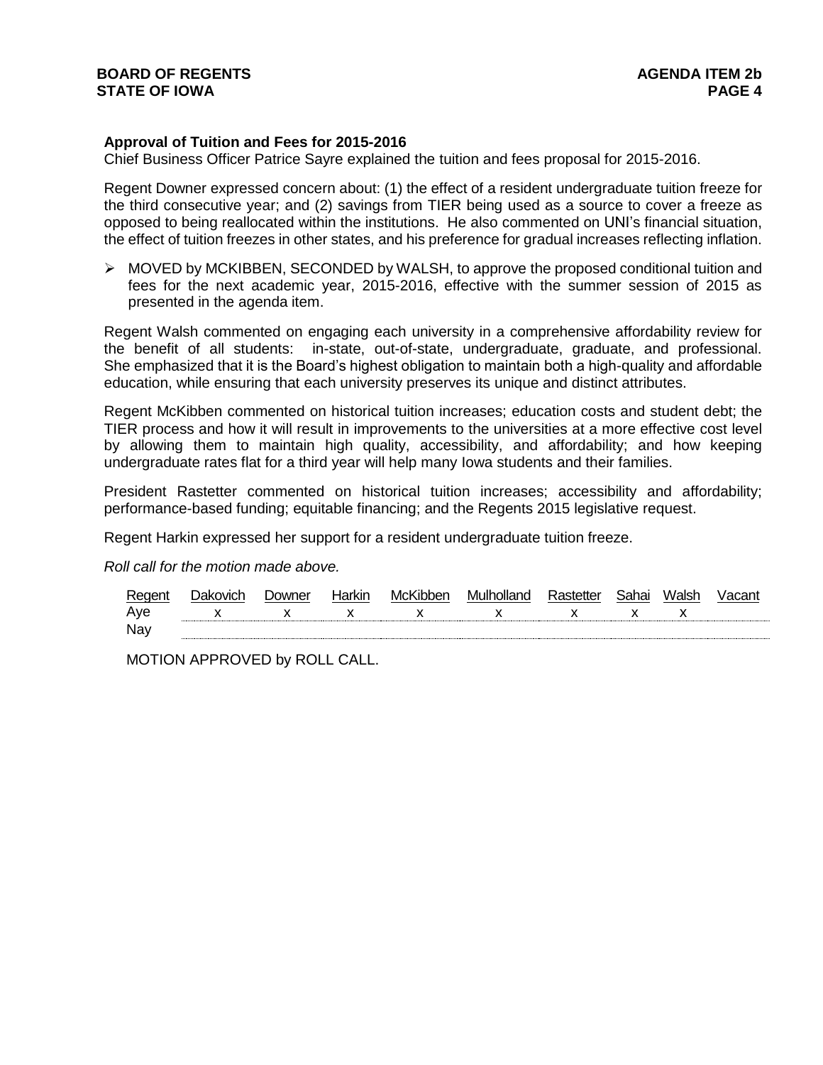**Approval of Tuition and Fees for 2015-2016**
Chief Business Officer Patrice Sayre explained the tuition and fees proposal for 2015-2016.

Regent Downer expressed concern about: (1) the effect of a resident undergraduate tuition freeze for the third consecutive year; and (2) savings from TIER being used as a source to cover a freeze as opposed to being reallocated within the institutions. He also commented on UNI's financial situation, the effect of tuition freezes in other states, and his preference for gradual increases reflecting inflation.

- MOVED by MCKIBBEN, SECONDED by WALSH, to approve the proposed conditional tuition and fees for the next academic year, 2015-2016, effective with the summer session of 2015 as presented in the agenda item.

Regent Walsh commented on engaging each university in a comprehensive affordability review for the benefit of all students: in-state, out-of-state, undergraduate, graduate, and professional. She emphasized that it is the Board's highest obligation to maintain both a high-quality and affordable education, while ensuring that each university preserves its unique and distinct attributes.

Regent McKibben commented on historical tuition increases; education costs and student debt; the TIER process and how it will result in improvements to the universities at a more effective cost level by allowing them to maintain high quality, accessibility, and affordability; and how keeping undergraduate rates flat for a third year will help many Iowa students and their families.

President Rastetter commented on historical tuition increases; accessibility and affordability; performance-based funding; equitable financing; and the Regents 2015 legislative request.

Regent Harkin expressed her support for a resident undergraduate tuition freeze.

*Roll call for the motion made above.*

| Regent | Dakovich | Downer | Harkin | McKibben | Mulholland | Rastetter | Sahai | Walsh | Vacant |
|---|---|---|---|---|---|---|---|---|---|
| Aye | x | x | x | x | x | x | x | x | |
| Nay | | | | | | | | | |

MOTION APPROVED by ROLL CALL.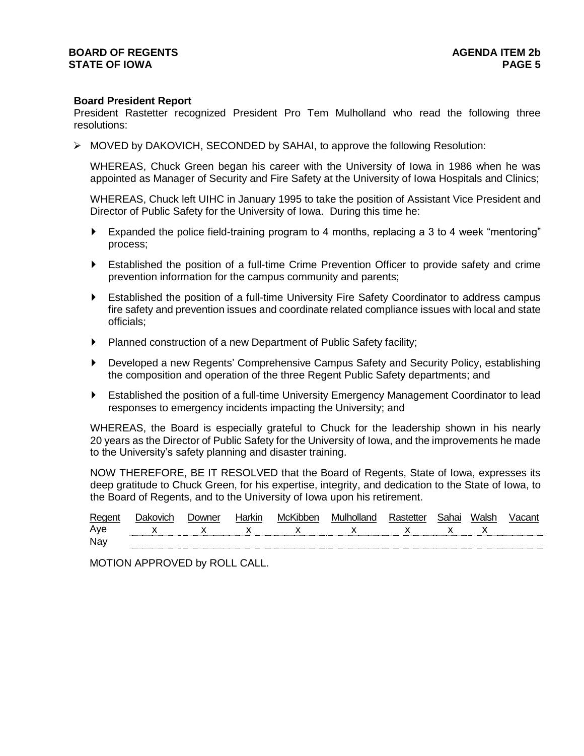**Board President Report**

President Rastetter recognized President Pro Tem Mulholland who read the following three resolutions:

- MOVED by DAKOVICH, SECONDED by SAHAI, to approve the following Resolution:

  WHEREAS, Chuck Green began his career with the University of Iowa in 1986 when he was appointed as Manager of Security and Fire Safety at the University of Iowa Hospitals and Clinics;

  WHEREAS, Chuck left UIHC in January 1995 to take the position of Assistant Vice President and Director of Public Safety for the University of Iowa. During this time he:

  - Expanded the police field-training program to 4 months, replacing a 3 to 4 week "mentoring" process;
  - Established the position of a full-time Crime Prevention Officer to provide safety and crime prevention information for the campus community and parents;
  - Established the position of a full-time University Fire Safety Coordinator to address campus fire safety and prevention issues and coordinate related compliance issues with local and state officials;
  - Planned construction of a new Department of Public Safety facility;
  - Developed a new Regents' Comprehensive Campus Safety and Security Policy, establishing the composition and operation of the three Regent Public Safety departments; and
  - Established the position of a full-time University Emergency Management Coordinator to lead responses to emergency incidents impacting the University; and

  WHEREAS, the Board is especially grateful to Chuck for the leadership shown in his nearly 20 years as the Director of Public Safety for the University of Iowa, and the improvements he made to the University's safety planning and disaster training.

  NOW THEREFORE, BE IT RESOLVED that the Board of Regents, State of Iowa, expresses its deep gratitude to Chuck Green, for his expertise, integrity, and dedication to the State of Iowa, to the Board of Regents, and to the University of Iowa upon his retirement.

| Regent | Dakovich | Downer | Harkin | McKibben | Mulholland | Rastetter | Sahai | Walsh | Vacant |
|---|---|---|---|---|---|---|---|---|---|
| Aye | x | x | x | x | x | x | x | x | |
| Nay | | | | | | | | | |

MOTION APPROVED by ROLL CALL.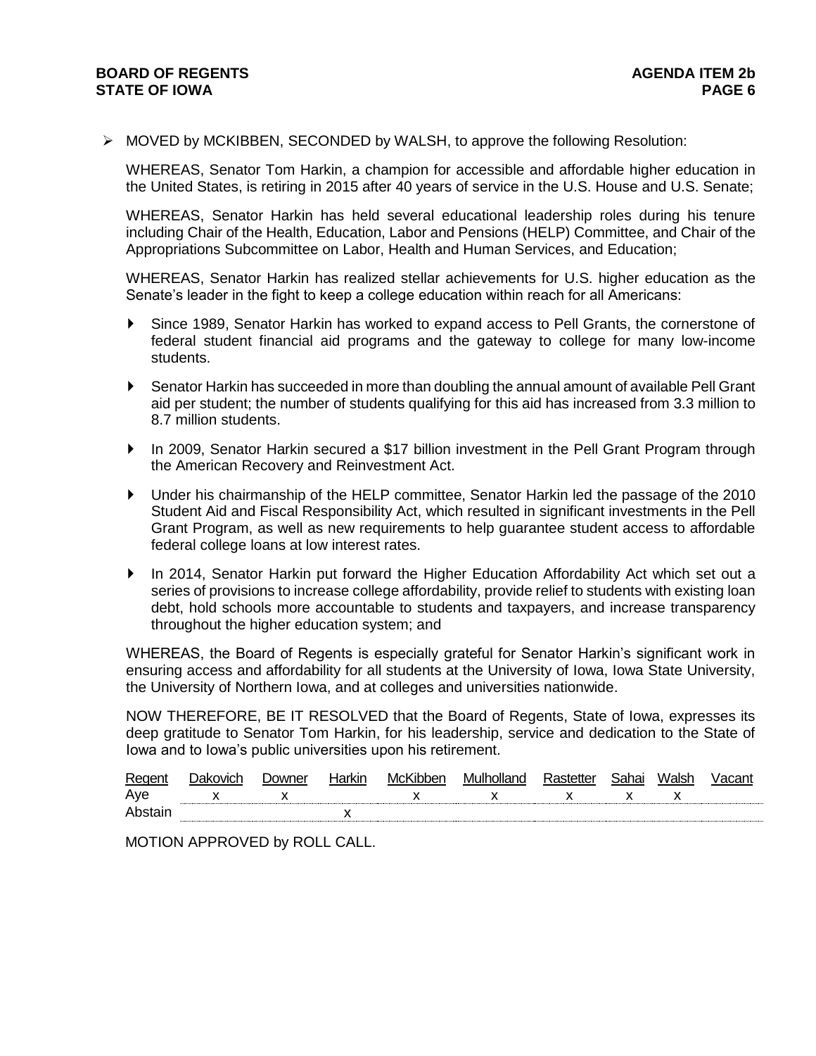➢ MOVED by MCKIBBEN, SECONDED by WALSH, to approve the following Resolution:

WHEREAS, Senator Tom Harkin, a champion for accessible and affordable higher education in the United States, is retiring in 2015 after 40 years of service in the U.S. House and U.S. Senate;

WHEREAS, Senator Harkin has held several educational leadership roles during his tenure including Chair of the Health, Education, Labor and Pensions (HELP) Committee, and Chair of the Appropriations Subcommittee on Labor, Health and Human Services, and Education;

WHEREAS, Senator Harkin has realized stellar achievements for U.S. higher education as the Senate's leader in the fight to keep a college education within reach for all Americans:

- Since 1989, Senator Harkin has worked to expand access to Pell Grants, the cornerstone of federal student financial aid programs and the gateway to college for many low-income students.
- Senator Harkin has succeeded in more than doubling the annual amount of available Pell Grant aid per student; the number of students qualifying for this aid has increased from 3.3 million to 8.7 million students.
- In 2009, Senator Harkin secured a $17 billion investment in the Pell Grant Program through the American Recovery and Reinvestment Act.
- Under his chairmanship of the HELP committee, Senator Harkin led the passage of the 2010 Student Aid and Fiscal Responsibility Act, which resulted in significant investments in the Pell Grant Program, as well as new requirements to help guarantee student access to affordable federal college loans at low interest rates.
- In 2014, Senator Harkin put forward the Higher Education Affordability Act which set out a series of provisions to increase college affordability, provide relief to students with existing loan debt, hold schools more accountable to students and taxpayers, and increase transparency throughout the higher education system; and

WHEREAS, the Board of Regents is especially grateful for Senator Harkin's significant work in ensuring access and affordability for all students at the University of Iowa, Iowa State University, the University of Northern Iowa, and at colleges and universities nationwide.

NOW THEREFORE, BE IT RESOLVED that the Board of Regents, State of Iowa, expresses its deep gratitude to Senator Tom Harkin, for his leadership, service and dedication to the State of Iowa and to Iowa's public universities upon his retirement.

| Regent | Dakovich | Downer | Harkin | McKibben | Mulholland | Rastetter | Sahai | Walsh | Vacant |
|---|---|---|---|---|---|---|---|---|---|
| Aye | x | x | | x | x | x | x | x | |
| Abstain | | | x | | | | | | |

MOTION APPROVED by ROLL CALL.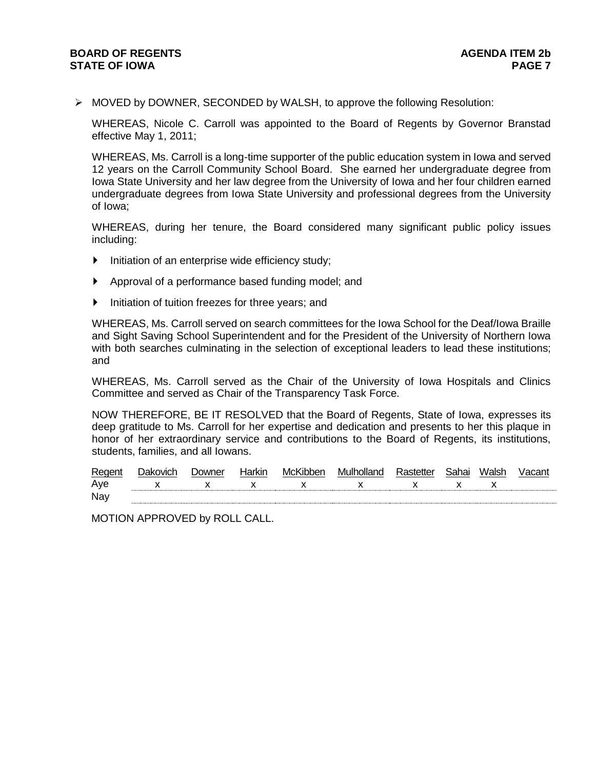- MOVED by DOWNER, SECONDED by WALSH, to approve the following Resolution:

  WHEREAS, Nicole C. Carroll was appointed to the Board of Regents by Governor Branstad effective May 1, 2011;

  WHEREAS, Ms. Carroll is a long-time supporter of the public education system in Iowa and served 12 years on the Carroll Community School Board. She earned her undergraduate degree from Iowa State University and her law degree from the University of Iowa and her four children earned undergraduate degrees from Iowa State University and professional degrees from the University of Iowa;

  WHEREAS, during her tenure, the Board considered many significant public policy issues including:

  - Initiation of an enterprise wide efficiency study;
  - Approval of a performance based funding model; and
  - Initiation of tuition freezes for three years; and

  WHEREAS, Ms. Carroll served on search committees for the Iowa School for the Deaf/Iowa Braille and Sight Saving School Superintendent and for the President of the University of Northern Iowa with both searches culminating in the selection of exceptional leaders to lead these institutions; and

  WHEREAS, Ms. Carroll served as the Chair of the University of Iowa Hospitals and Clinics Committee and served as Chair of the Transparency Task Force.

  NOW THEREFORE, BE IT RESOLVED that the Board of Regents, State of Iowa, expresses its deep gratitude to Ms. Carroll for her expertise and dedication and presents to her this plaque in honor of her extraordinary service and contributions to the Board of Regents, its institutions, students, families, and all Iowans.

| Regent | Dakovich | Downer | Harkin | McKibben | Mulholland | Rastetter | Sahai | Walsh | Vacant |
|---|---|---|---|---|---|---|---|---|---|
| Aye | x | x | x | x | x | x | x | x | |
| Nay | | | | | | | | | |

  MOTION APPROVED by ROLL CALL.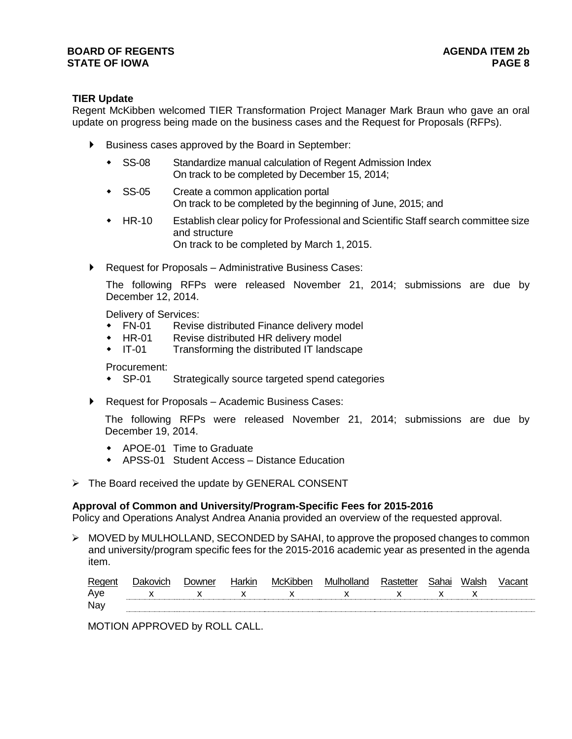### TIER Update

Regent McKibben welcomed TIER Transformation Project Manager Mark Braun who gave an oral update on progress being made on the business cases and the Request for Proposals (RFPs).

- Business cases approved by the Board in September:
  - SS-08 Standardize manual calculation of Regent Admission Index
    On track to be completed by December 15, 2014;
  - SS-05 Create a common application portal
    On track to be completed by the beginning of June, 2015; and
  - HR-10 Establish clear policy for Professional and Scientific Staff search committee size and structure
    On track to be completed by March 1, 2015.
- Request for Proposals – Administrative Business Cases:

  The following RFPs were released November 21, 2014; submissions are due by December 12, 2014.

  Delivery of Services:
  - FN-01 Revise distributed Finance delivery model
  - HR-01 Revise distributed HR delivery model
  - IT-01 Transforming the distributed IT landscape

  Procurement:
  - SP-01 Strategically source targeted spend categories
- Request for Proposals – Academic Business Cases:

  The following RFPs were released November 21, 2014; submissions are due by December 19, 2014.
  - APOE-01 Time to Graduate
  - APSS-01 Student Access – Distance Education

- The Board received the update by GENERAL CONSENT

### Approval of Common and University/Program-Specific Fees for 2015-2016

Policy and Operations Analyst Andrea Anania provided an overview of the requested approval.

- MOVED by MULHOLLAND, SECONDED by SAHAI, to approve the proposed changes to common and university/program specific fees for the 2015-2016 academic year as presented in the agenda item.

| Regent | Dakovich | Downer | Harkin | McKibben | Mulholland | Rastetter | Sahai | Walsh | Vacant |
|---|---|---|---|---|---|---|---|---|---|
| Aye | x | x | x | x | x | x | x | x | |
| Nay | | | | | | | | | |

MOTION APPROVED by ROLL CALL.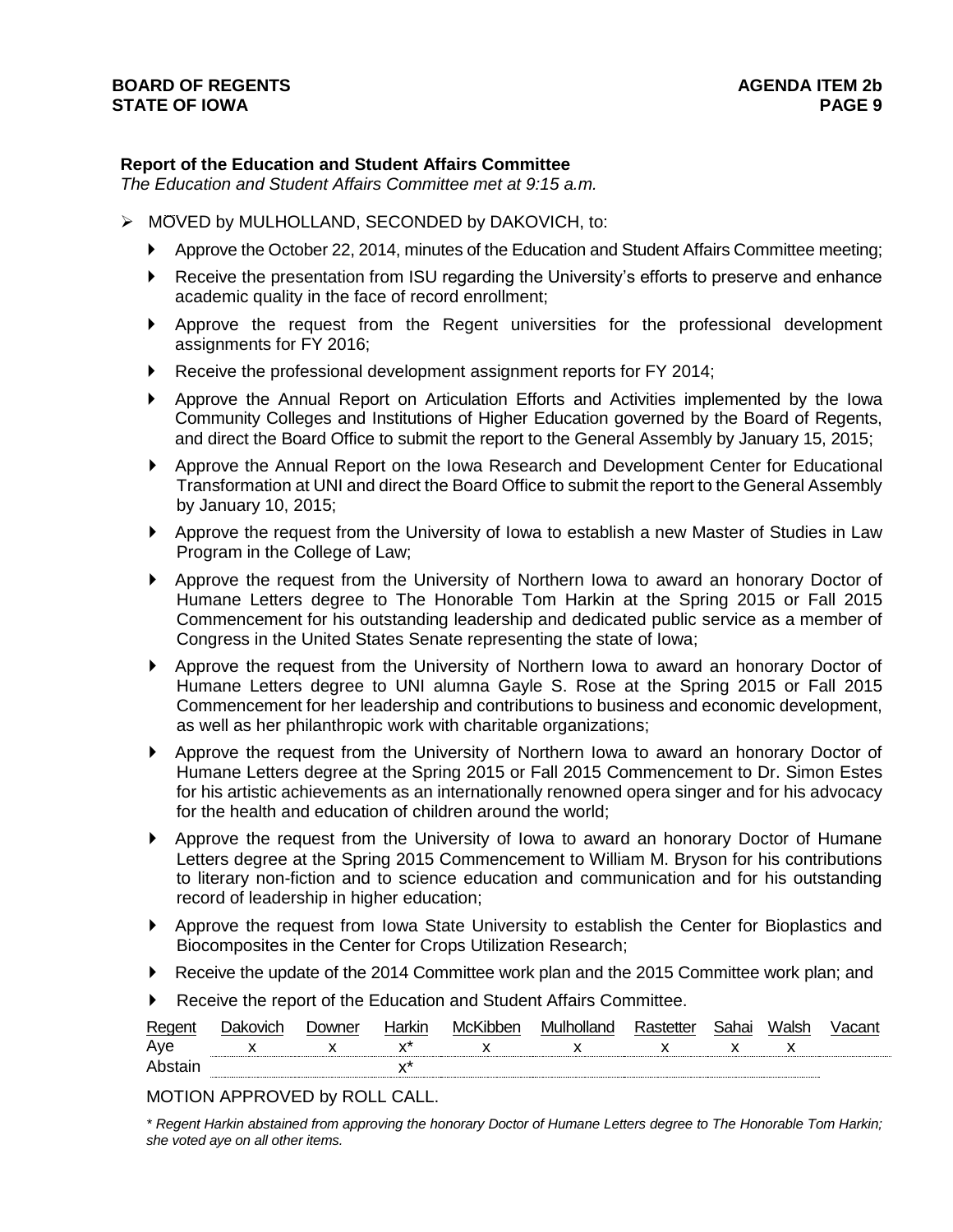**Report of the Education and Student Affairs Committee**

*The Education and Student Affairs Committee met at 9:15 a.m.*

- MOVED by MULHOLLAND, SECONDED by DAKOVICH, to:
  - Approve the October 22, 2014, minutes of the Education and Student Affairs Committee meeting;
  - Receive the presentation from ISU regarding the University's efforts to preserve and enhance academic quality in the face of record enrollment;
  - Approve the request from the Regent universities for the professional development assignments for FY 2016;
  - Receive the professional development assignment reports for FY 2014;
  - Approve the Annual Report on Articulation Efforts and Activities implemented by the Iowa Community Colleges and Institutions of Higher Education governed by the Board of Regents, and direct the Board Office to submit the report to the General Assembly by January 15, 2015;
  - Approve the Annual Report on the Iowa Research and Development Center for Educational Transformation at UNI and direct the Board Office to submit the report to the General Assembly by January 10, 2015;
  - Approve the request from the University of Iowa to establish a new Master of Studies in Law Program in the College of Law;
  - Approve the request from the University of Northern Iowa to award an honorary Doctor of Humane Letters degree to The Honorable Tom Harkin at the Spring 2015 or Fall 2015 Commencement for his outstanding leadership and dedicated public service as a member of Congress in the United States Senate representing the state of Iowa;
  - Approve the request from the University of Northern Iowa to award an honorary Doctor of Humane Letters degree to UNI alumna Gayle S. Rose at the Spring 2015 or Fall 2015 Commencement for her leadership and contributions to business and economic development, as well as her philanthropic work with charitable organizations;
  - Approve the request from the University of Northern Iowa to award an honorary Doctor of Humane Letters degree at the Spring 2015 or Fall 2015 Commencement to Dr. Simon Estes for his artistic achievements as an internationally renowned opera singer and for his advocacy for the health and education of children around the world;
  - Approve the request from the University of Iowa to award an honorary Doctor of Humane Letters degree at the Spring 2015 Commencement to William M. Bryson for his contributions to literary non-fiction and to science education and communication and for his outstanding record of leadership in higher education;
  - Approve the request from Iowa State University to establish the Center for Bioplastics and Biocomposites in the Center for Crops Utilization Research;
  - Receive the update of the 2014 Committee work plan and the 2015 Committee work plan; and
  - Receive the report of the Education and Student Affairs Committee.

| Regent | Dakovich | Downer | Harkin | McKibben | Mulholland | Rastetter | Sahai | Walsh | Vacant |
|---|---|---|---|---|---|---|---|---|---|
| Aye | x | x | x* | x | x | x | x | x | |
| Abstain | | | x* | | | | | | |

MOTION APPROVED by ROLL CALL.

*\* Regent Harkin abstained from approving the honorary Doctor of Humane Letters degree to The Honorable Tom Harkin; she voted aye on all other items.*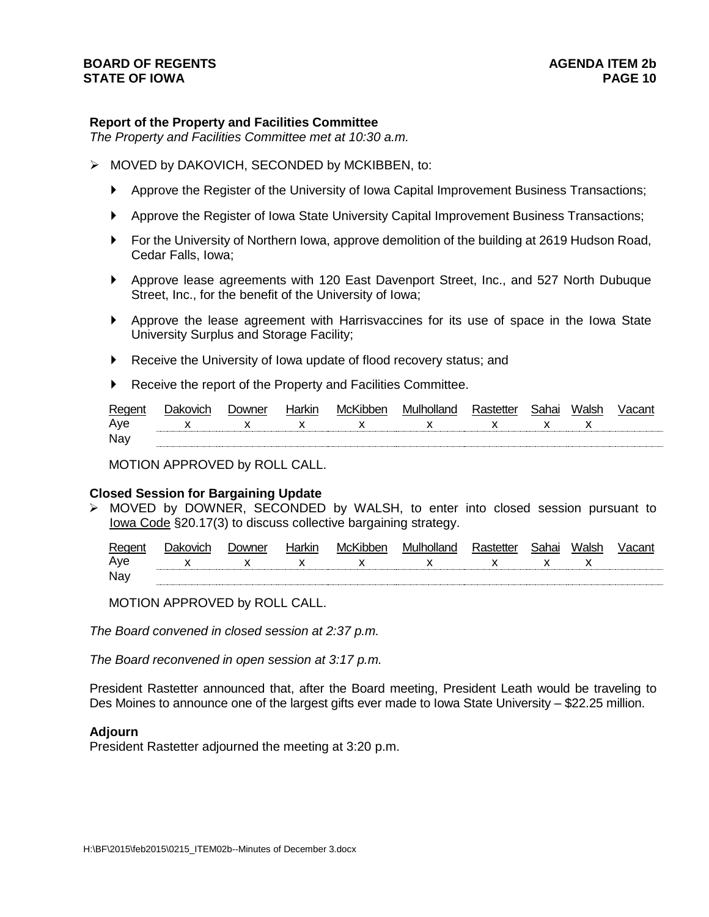**Report of the Property and Facilities Committee**

*The Property and Facilities Committee met at 10:30 a.m.*

- MOVED by DAKOVICH, SECONDED by MCKIBBEN, to:
  - Approve the Register of the University of Iowa Capital Improvement Business Transactions;
  - Approve the Register of Iowa State University Capital Improvement Business Transactions;
  - For the University of Northern Iowa, approve demolition of the building at 2619 Hudson Road, Cedar Falls, Iowa;
  - Approve lease agreements with 120 East Davenport Street, Inc., and 527 North Dubuque Street, Inc., for the benefit of the University of Iowa;
  - Approve the lease agreement with Harrisvaccines for its use of space in the Iowa State University Surplus and Storage Facility;
  - Receive the University of Iowa update of flood recovery status; and
  - Receive the report of the Property and Facilities Committee.

| Regent | Dakovich | Downer | Harkin | McKibben | Mulholland | Rastetter | Sahai | Walsh | Vacant |
|---|---|---|---|---|---|---|---|---|---|
| Aye | x | x | x | x | x | x | x | x | |
| Nay | | | | | | | | | |

MOTION APPROVED by ROLL CALL.

**Closed Session for Bargaining Update**

- MOVED by DOWNER, SECONDED by WALSH, to enter into closed session pursuant to Iowa Code §20.17(3) to discuss collective bargaining strategy.

| Regent | Dakovich | Downer | Harkin | McKibben | Mulholland | Rastetter | Sahai | Walsh | Vacant |
|---|---|---|---|---|---|---|---|---|---|
| Aye | x | x | x | x | x | x | x | x | |
| Nay | | | | | | | | | |

MOTION APPROVED by ROLL CALL.

*The Board convened in closed session at 2:37 p.m.*

*The Board reconvened in open session at 3:17 p.m.*

President Rastetter announced that, after the Board meeting, President Leath would be traveling to Des Moines to announce one of the largest gifts ever made to Iowa State University – $22.25 million.

**Adjourn**

President Rastetter adjourned the meeting at 3:20 p.m.